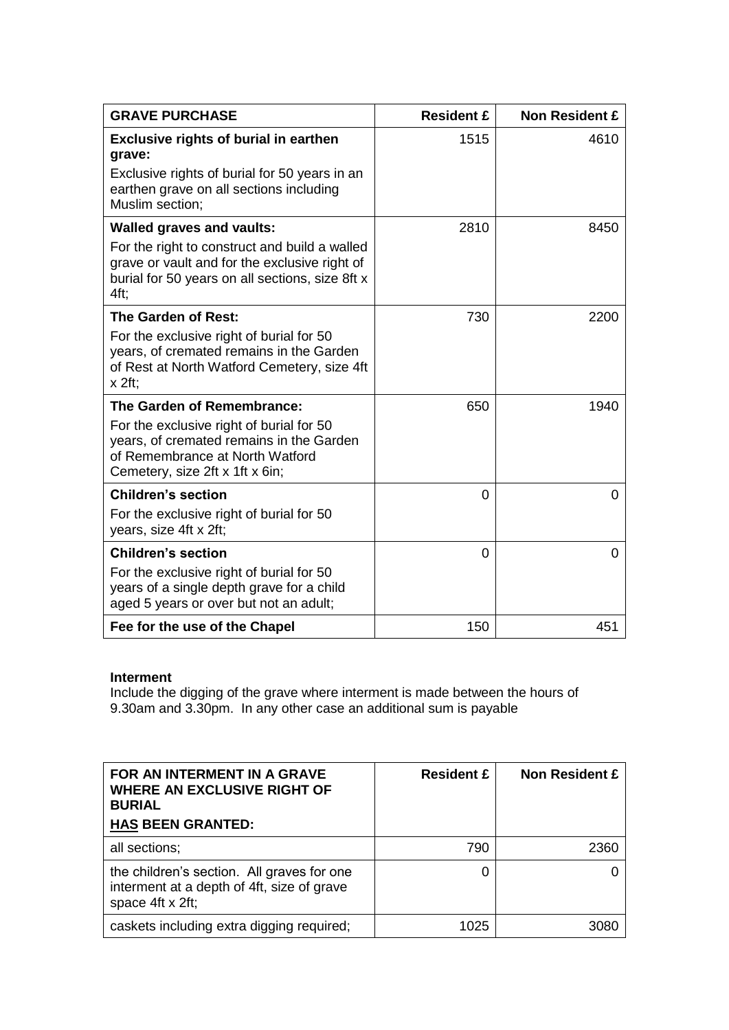| GRAVE PURCHASE | Resident £ | Non Resident £ |
|---|---|---|
| **Exclusive rights of burial in earthen grave:** Exclusive rights of burial for 50 years in an earthen grave on all sections including Muslim section; | 1515 | 4610 |
| **Walled graves and vaults:** For the right to construct and build a walled grave or vault and for the exclusive right of burial for 50 years on all sections, size 8ft x 4ft; | 2810 | 8450 |
| **The Garden of Rest:** For the exclusive right of burial for 50 years, of cremated remains in the Garden of Rest at North Watford Cemetery, size 4ft x 2ft; | 730 | 2200 |
| **The Garden of Remembrance:** For the exclusive right of burial for 50 years, of cremated remains in the Garden of Remembrance at North Watford Cemetery, size 2ft x 1ft x 6in; | 650 | 1940 |
| **Children's section** For the exclusive right of burial for 50 years, size 4ft x 2ft; | 0 | 0 |
| **Children's section** For the exclusive right of burial for 50 years of a single depth grave for a child aged 5 years or over but not an adult; | 0 | 0 |
| **Fee for the use of the Chapel** | 150 | 451 |

**Interment**
Include the digging of the grave where interment is made between the hours of 9.30am and 3.30pm. In any other case an additional sum is payable

| **FOR AN INTERMENT IN A GRAVE WHERE AN EXCLUSIVE RIGHT OF BURIAL <u>HAS</u> BEEN GRANTED:** | **Resident £** | **Non Resident £** |
|---|---|---|
| all sections; | 790 | 2360 |
| the children's section. All graves for one interment at a depth of 4ft, size of grave space 4ft x 2ft; | 0 | 0 |
| caskets including extra digging required; | 1025 | 3080 |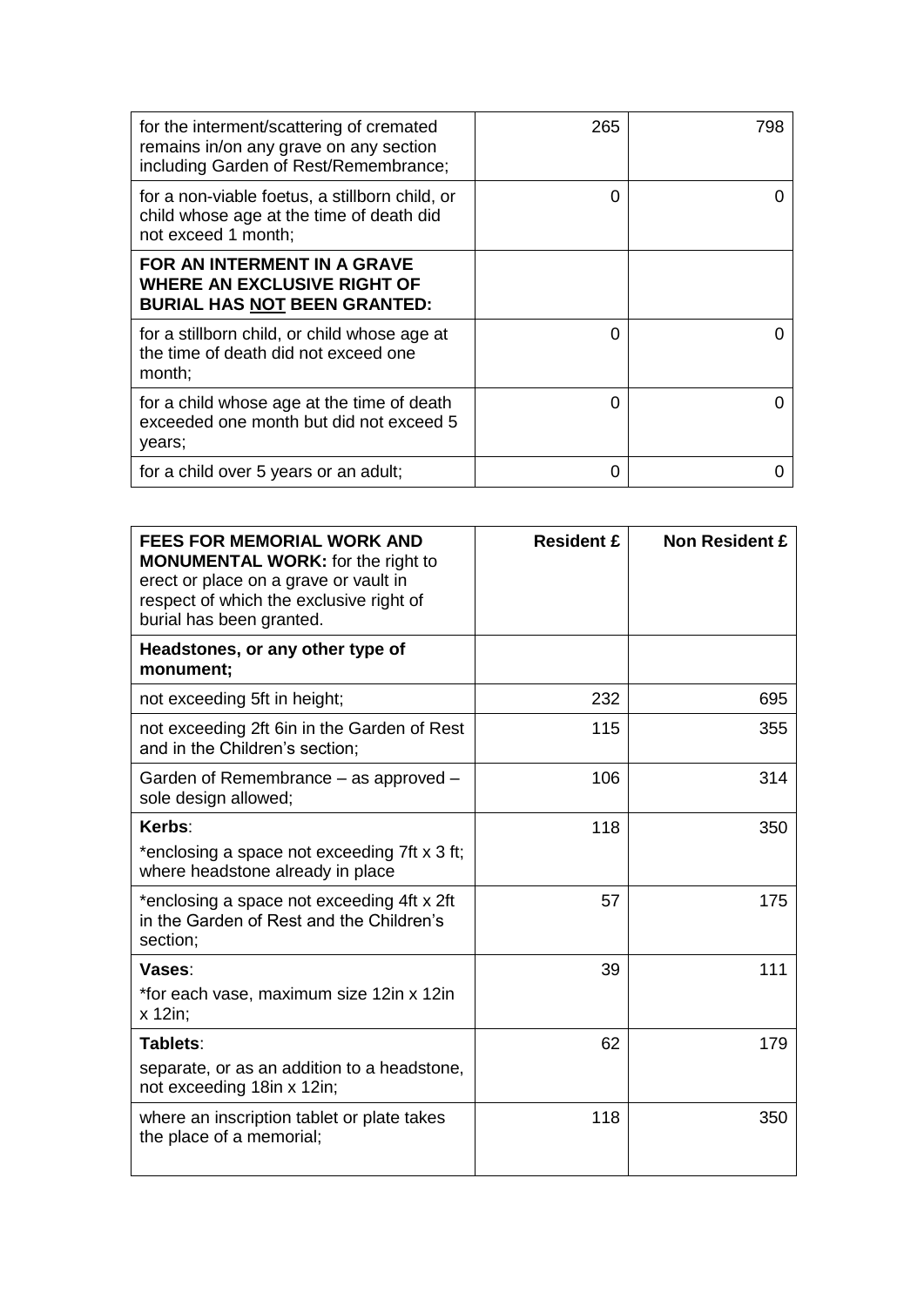| | | |
|---|---|---|
| for the interment/scattering of cremated remains in/on any grave on any section including Garden of Rest/Remembrance; | 265 | 798 |
| for a non-viable foetus, a stillborn child, or child whose age at the time of death did not exceed 1 month; | 0 | 0 |
| **FOR AN INTERMENT IN A GRAVE WHERE AN EXCLUSIVE RIGHT OF BURIAL HAS <u>NOT</u> BEEN GRANTED:** | | |
| for a stillborn child, or child whose age at the time of death did not exceed one month; | 0 | 0 |
| for a child whose age at the time of death exceeded one month but did not exceed 5 years; | 0 | 0 |
| for a child over 5 years or an adult; | 0 | 0 |

| **FEES FOR MEMORIAL WORK AND MONUMENTAL WORK:** for the right to erect or place on a grave or vault in respect of which the exclusive right of burial has been granted. | **Resident £** | **Non Resident £** |
|---|---|---|
| **Headstones, or any other type of monument;** | | |
| not exceeding 5ft in height; | 232 | 695 |
| not exceeding 2ft 6in in the Garden of Rest and in the Children's section; | 115 | 355 |
| Garden of Remembrance – as approved – sole design allowed; | 106 | 314 |
| **Kerbs**:<br>*enclosing a space not exceeding 7ft x 3 ft; where headstone already in place | 118 | 350 |
| *enclosing a space not exceeding 4ft x 2ft in the Garden of Rest and the Children's section; | 57 | 175 |
| **Vases**:<br>*for each vase, maximum size 12in x 12in x 12in; | 39 | 111 |
| **Tablets**:<br>separate, or as an addition to a headstone, not exceeding 18in x 12in; | 62 | 179 |
| where an inscription tablet or plate takes the place of a memorial; | 118 | 350 |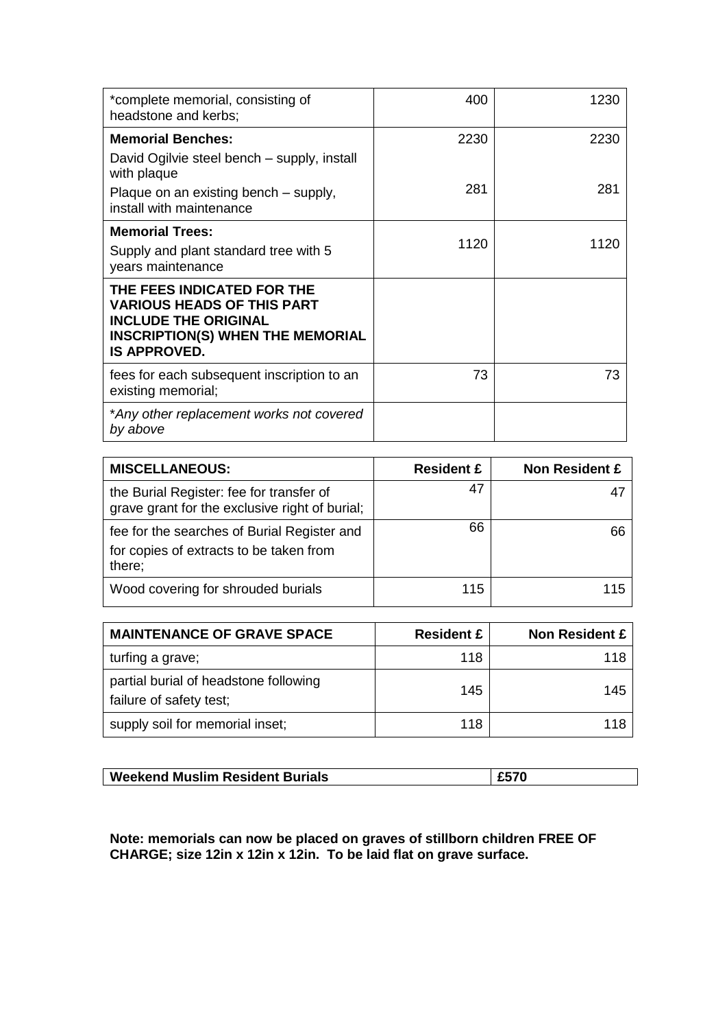| | | |
|---|---|---|
| *complete memorial, consisting of headstone and kerbs; | 400 | 1230 |
| **Memorial Benches:**<br>David Ogilvie steel bench – supply, install with plaque<br>Plaque on an existing bench – supply, install with maintenance | 2230<br><br>281 | 2230<br><br>281 |
| **Memorial Trees:**<br>Supply and plant standard tree with 5 years maintenance | 1120 | 1120 |
| **THE FEES INDICATED FOR THE VARIOUS HEADS OF THIS PART INCLUDE THE ORIGINAL INSCRIPTION(S) WHEN THE MEMORIAL IS APPROVED.** | | |
| fees for each subsequent inscription to an existing memorial; | 73 | 73 |
| **Any other replacement works not covered by above* | | |

| MISCELLANEOUS: | Resident £ | Non Resident £ |
|---|---|---|
| the Burial Register: fee for transfer of grave grant for the exclusive right of burial; | 47 | 47 |
| fee for the searches of Burial Register and for copies of extracts to be taken from there; | 66 | 66 |
| Wood covering for shrouded burials | 115 | 115 |

| MAINTENANCE OF GRAVE SPACE | Resident £ | Non Resident £ |
|---|---|---|
| turfing a grave; | 118 | 118 |
| partial burial of headstone following failure of safety test; | 145 | 145 |
| supply soil for memorial inset; | 118 | 118 |

| | |
|---|---|
| **Weekend Muslim Resident Burials** | **£570** |

**Note: memorials can now be placed on graves of stillborn children FREE OF CHARGE; size 12in x 12in x 12in. To be laid flat on grave surface.**